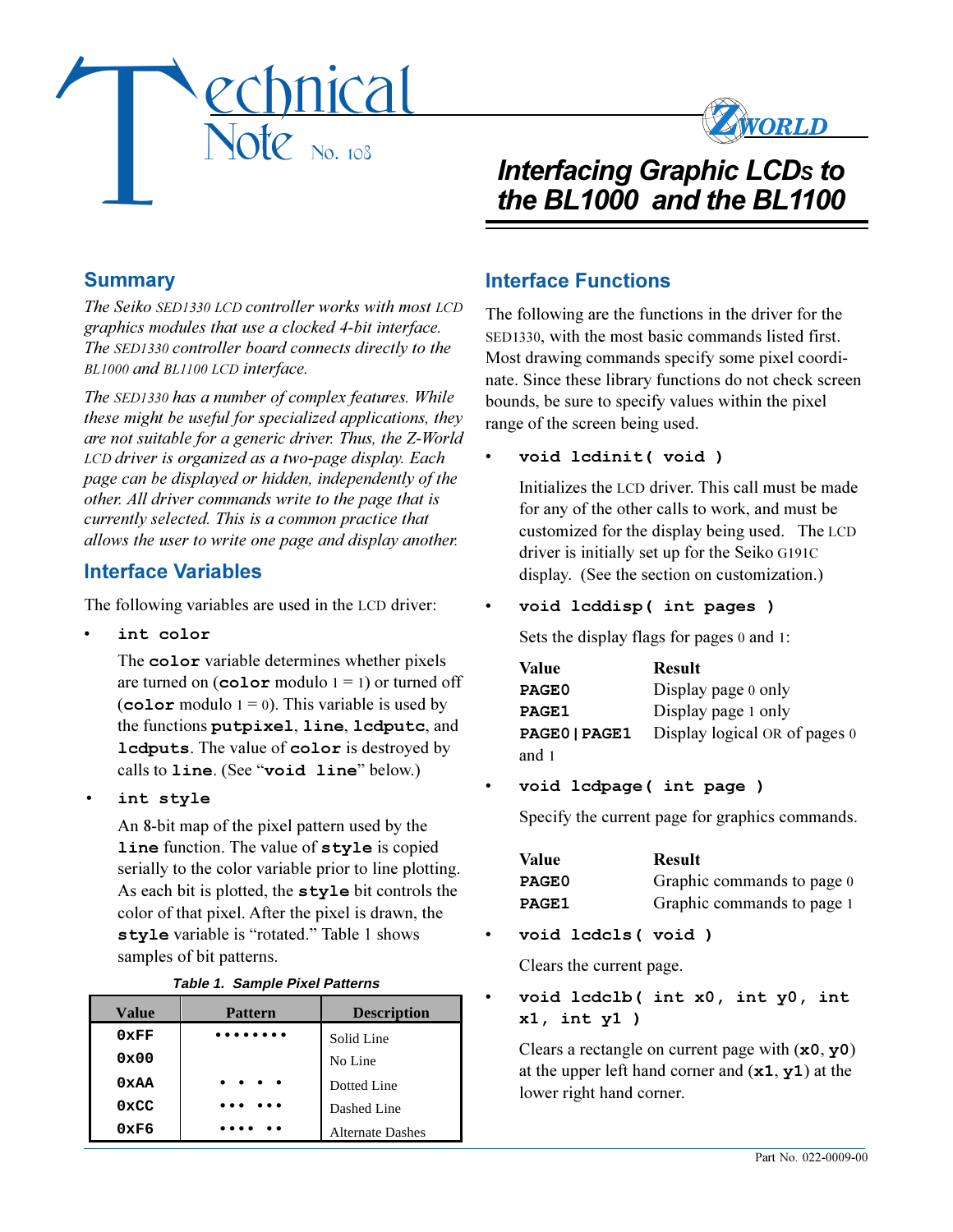# Technical Note No. 108

# Interfacing Graphic LCDs to the BL1000 and the BL1100

## Summary

*The Seiko SED1330 LCD controller works with most LCD graphics modules that use a clocked 4-bit interface. The SED1330 controller board connects directly to the BL1000 and BL1100 LCD interface.*

*The SED1330 has a number of complex features. While these might be useful for specialized applications, they are not suitable for a generic driver. Thus, the Z-World LCD driver is organized as a two-page display. Each page can be displayed or hidden, independently of the other. All driver commands write to the page that is currently selected. This is a common practice that allows the user to write one page and display another.*

## Interface Variables

The following variables are used in the LCD driver:

- **`int color`**

  The **`color`** variable determines whether pixels are turned on (**`color`** modulo 1 = 1) or turned off (**`color`** modulo 1 = 0). This variable is used by the functions **`putpixel`**, **`line`**, **`lcdputc`**, and **`lcdputs`**. The value of **`color`** is destroyed by calls to **`line`**. (See "**`void line`**" below.)

- **`int style`**

  An 8-bit map of the pixel pattern used by the **`line`** function. The value of **`style`** is copied serially to the color variable prior to line plotting. As each bit is plotted, the **`style`** bit controls the color of that pixel. After the pixel is drawn, the **`style`** variable is "rotated." Table 1 shows samples of bit patterns.

***Table 1. Sample Pixel Patterns***

| Value | Pattern | Description |
|---|---|---|
| **0xFF** | •••••••• | Solid Line |
| **0x00** | | No Line |
| **0xAA** | • • • • | Dotted Line |
| **0xCC** | ••• ••• | Dashed Line |
| **0xF6** | •••• •• | Alternate Dashes |

## Interface Functions

The following are the functions in the driver for the SED1330, with the most basic commands listed first. Most drawing commands specify some pixel coordinate. Since these library functions do not check screen bounds, be sure to specify values within the pixel range of the screen being used.

- **`void lcdinit( void )`**

  Initializes the LCD driver. This call must be made for any of the other calls to work, and must be customized for the display being used. The LCD driver is initially set up for the Seiko G191C display. (See the section on customization.)

- **`void lcddisp( int pages )`**

  Sets the display flags for pages 0 and 1:

  | Value | Result |
  |---|---|
  | **PAGE0** | Display page 0 only |
  | **PAGE1** | Display page 1 only |
  | **PAGE0\|PAGE1** | Display logical OR of pages 0 and 1 |

- **`void lcdpage( int page )`**

  Specify the current page for graphics commands.

  | Value | Result |
  |---|---|
  | **PAGE0** | Graphic commands to page 0 |
  | **PAGE1** | Graphic commands to page 1 |

- **`void lcdcls( void )`**

  Clears the current page.

- **`void lcdclb( int x0, int y0, int x1, int y1 )`**

  Clears a rectangle on current page with (**`x0`**, **`y0`**) at the upper left hand corner and (**`x1`**, **`y1`**) at the lower right hand corner.

Part No. 022-0009-00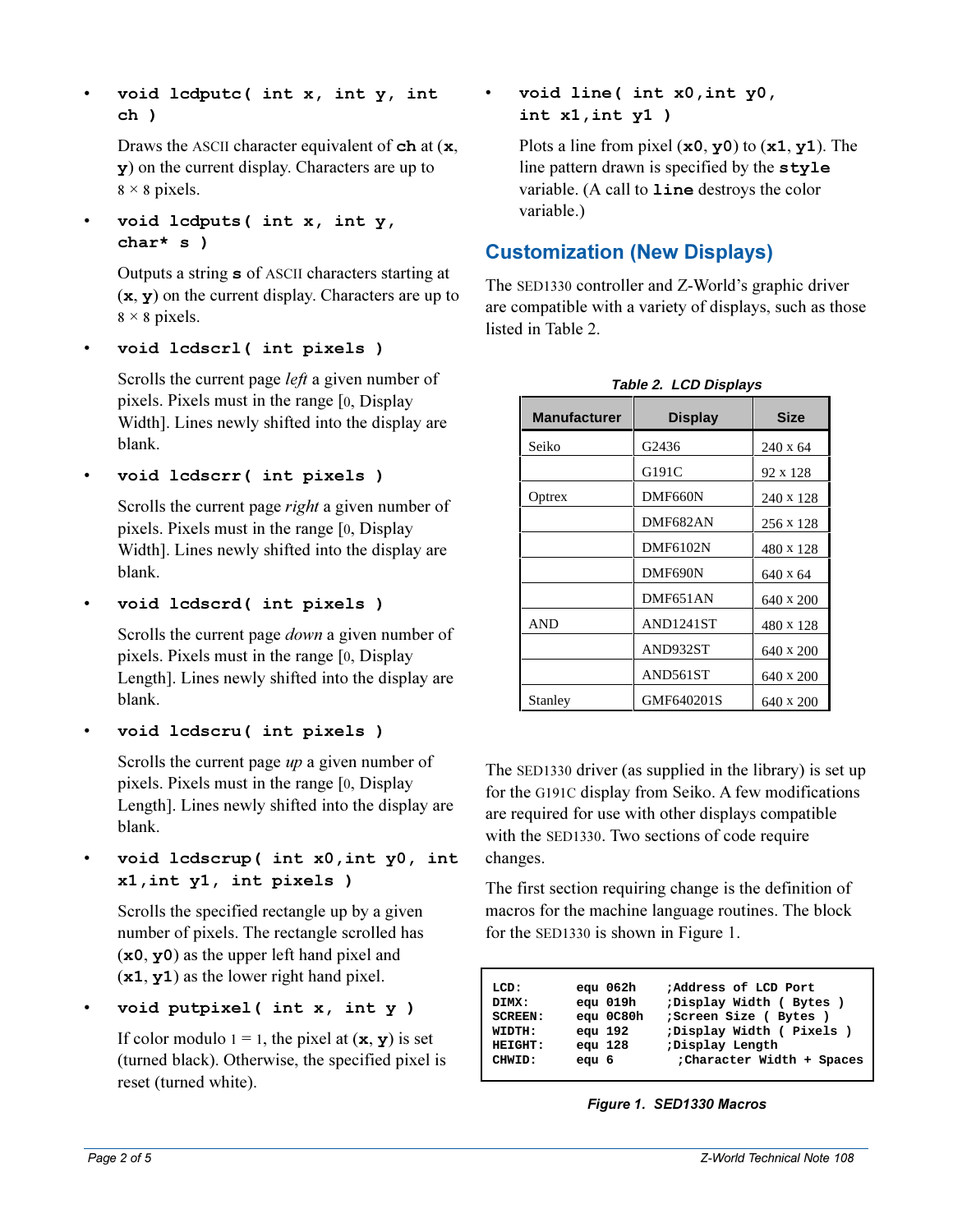- **`void lcdputc( int x, int y, int ch )`**

  Draws the ASCII character equivalent of **ch** at (**x**, **y**) on the current display. Characters are up to 8 × 8 pixels.

- **`void lcdputs( int x, int y, char* s )`**

  Outputs a string **s** of ASCII characters starting at (**x**, **y**) on the current display. Characters are up to 8 × 8 pixels.

- **`void lcdscrl( int pixels )`**

  Scrolls the current page *left* a given number of pixels. Pixels must in the range [0, Display Width]. Lines newly shifted into the display are blank.

- **`void lcdscrr( int pixels )`**

  Scrolls the current page *right* a given number of pixels. Pixels must in the range [0, Display Width]. Lines newly shifted into the display are blank.

- **`void lcdscrd( int pixels )`**

  Scrolls the current page *down* a given number of pixels. Pixels must in the range [0, Display Length]. Lines newly shifted into the display are blank.

- **`void lcdscru( int pixels )`**

  Scrolls the current page *up* a given number of pixels. Pixels must in the range [0, Display Length]. Lines newly shifted into the display are blank.

- **`void lcdscrup( int x0,int y0, int x1,int y1, int pixels )`**

  Scrolls the specified rectangle up by a given number of pixels. The rectangle scrolled has (**x0**, **y0**) as the upper left hand pixel and (**x1**, **y1**) as the lower right hand pixel.

- **`void putpixel( int x, int y )`**

  If color modulo 1 = 1, the pixel at (**x**, **y**) is set (turned black). Otherwise, the specified pixel is reset (turned white).

- **`void line( int x0,int y0, int x1,int y1 )`**

  Plots a line from pixel (**x0**, **y0**) to (**x1**, **y1**). The line pattern drawn is specified by the **style** variable. (A call to **line** destroys the color variable.)

## Customization (New Displays)

The SED1330 controller and Z-World's graphic driver are compatible with a variety of displays, such as those listed in Table 2.

*Table 2. LCD Displays*

| Manufacturer | Display | Size |
|---|---|---|
| Seiko | G2436 | 240 x 64 |
| | G191C | 92 x 128 |
| Optrex | DMF660N | 240 x 128 |
| | DMF682AN | 256 x 128 |
| | DMF6102N | 480 x 128 |
| | DMF690N | 640 x 64 |
| | DMF651AN | 640 x 200 |
| AND | AND1241ST | 480 x 128 |
| | AND932ST | 640 x 200 |
| | AND561ST | 640 x 200 |
| Stanley | GMF640201S | 640 x 200 |

The SED1330 driver (as supplied in the library) is set up for the G191C display from Seiko. A few modifications are required for use with other displays compatible with the SED1330. Two sections of code require changes.

The first section requiring change is the definition of macros for the machine language routines. The block for the SED1330 is shown in Figure 1.

```
LCD:      equ 062h     ;Address of LCD Port
DIMX:     equ 019h     ;Display Width ( Bytes )
SCREEN:   equ 0C80h    ;Screen Size ( Bytes )
WIDTH:    equ 192      ;Display Width ( Pixels )
HEIGHT:   equ 128      ;Display Length
CHWID:    equ 6          ;Character Width + Spaces
```

*Figure 1. SED1330 Macros*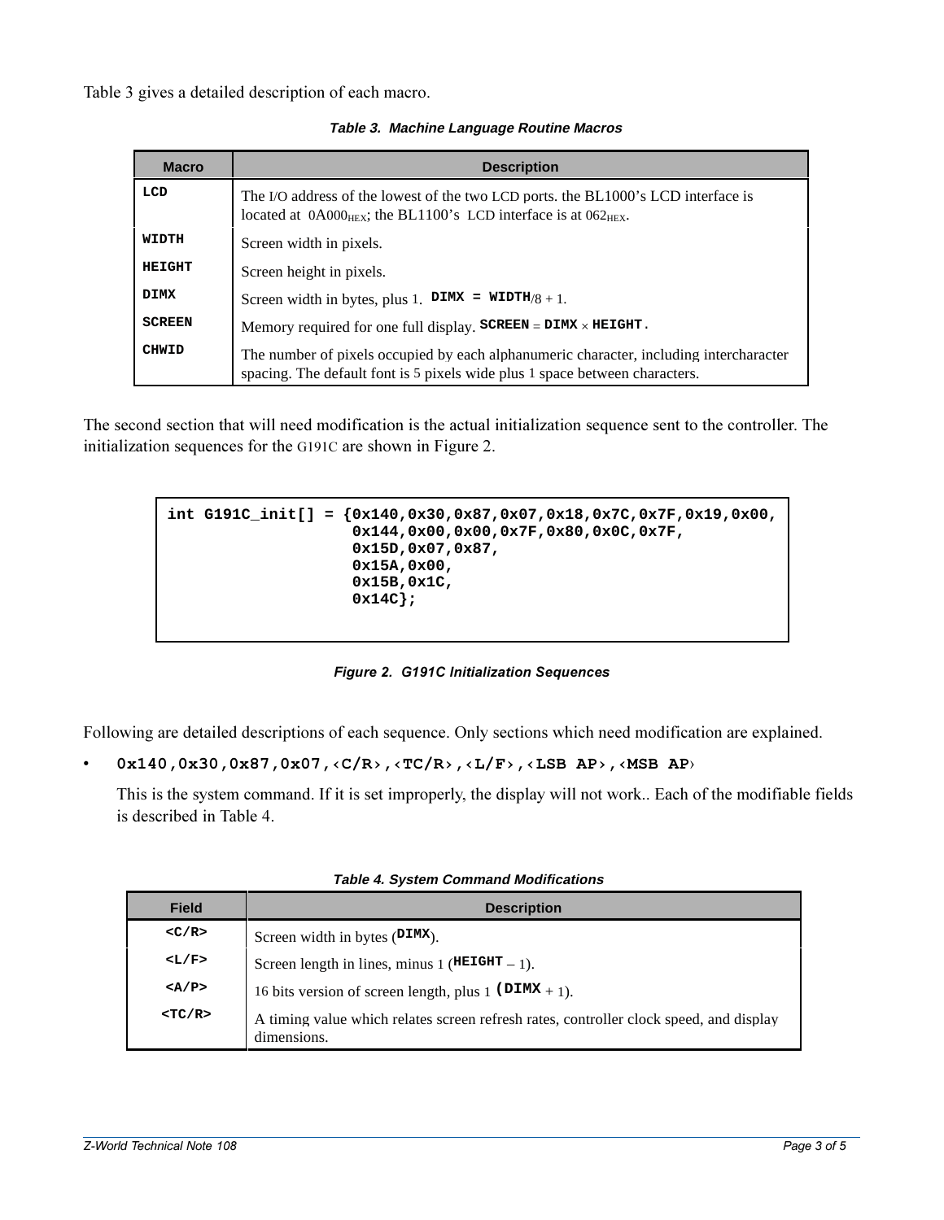Table 3 gives a detailed description of each macro.

*Table 3. Machine Language Routine Macros*

| Macro | Description |
|---|---|
| **LCD** | The I/O address of the lowest of the two LCD ports. the BL1000's LCD interface is located at 0A000$_{HEX}$; the BL1100's LCD interface is at 062$_{HEX}$. |
| **WIDTH** | Screen width in pixels. |
| **HEIGHT** | Screen height in pixels. |
| **DIMX** | Screen width in bytes, plus 1. **DIMX = WIDTH**/8 + 1. |
| **SCREEN** | Memory required for one full display. **SCREEN** = **DIMX** × **HEIGHT**. |
| **CHWID** | The number of pixels occupied by each alphanumeric character, including intercharacter spacing. The default font is 5 pixels wide plus 1 space between characters. |

The second section that will need modification is the actual initialization sequence sent to the controller. The initialization sequences for the G191C are shown in Figure 2.

```
int G191C_init[] = {0x140,0x30,0x87,0x07,0x18,0x7C,0x7F,0x19,0x00,
                    0x144,0x00,0x00,0x7F,0x80,0x0C,0x7F,
                    0x15D,0x07,0x87,
                    0x15A,0x00,
                    0x15B,0x1C,
                    0x14C};
```

*Figure 2. G191C Initialization Sequences*

Following are detailed descriptions of each sequence. Only sections which need modification are explained.

- **0x140,0x30,0x87,0x07,‹C/R›,‹TC/R›,‹L/F›,‹LSB AP›,‹MSB AP›**

  This is the system command. If it is set improperly, the display will not work.. Each of the modifiable fields is described in Table 4.

*Table 4. System Command Modifications*

| Field | Description |
|---|---|
| **<C/R>** | Screen width in bytes (**DIMX**). |
| **<L/F>** | Screen length in lines, minus 1 (**HEIGHT** – 1). |
| **<A/P>** | 16 bits version of screen length, plus 1 (**DIMX** + 1). |
| **<TC/R>** | A timing value which relates screen refresh rates, controller clock speed, and display dimensions. |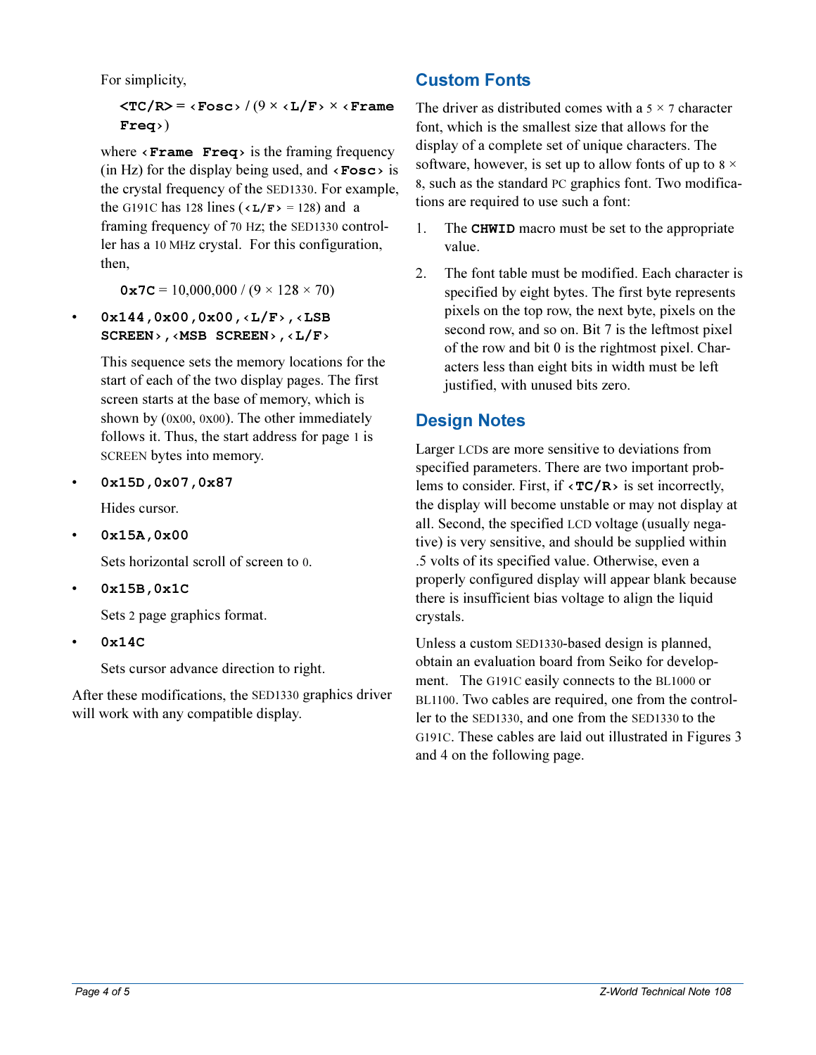For simplicity,

**<TC/R>** = **‹Fosc›** / (9 × **‹L/F›** × **‹Frame Freq›**)

where **‹Frame Freq›** is the framing frequency (in Hz) for the display being used, and **‹Fosc›** is the crystal frequency of the SED1330. For example, the G191C has 128 lines (**‹L/F›** = 128) and a framing frequency of 70 Hz; the SED1330 controller has a 10 MHz crystal. For this configuration, then,

**0x7C** = 10,000,000 / (9 × 128 × 70)

- **0x144,0x00,0x00,‹L/F›,‹LSB SCREEN›,‹MSB SCREEN›,‹L/F›**

  This sequence sets the memory locations for the start of each of the two display pages. The first screen starts at the base of memory, which is shown by (0x00, 0x00). The other immediately follows it. Thus, the start address for page 1 is SCREEN bytes into memory.

- **0x15D,0x07,0x87**

  Hides cursor.

- **0x15A,0x00**

  Sets horizontal scroll of screen to 0.

- **0x15B,0x1C**

  Sets 2 page graphics format.

- **0x14C**

  Sets cursor advance direction to right.

After these modifications, the SED1330 graphics driver will work with any compatible display.

## Custom Fonts

The driver as distributed comes with a 5 × 7 character font, which is the smallest size that allows for the display of a complete set of unique characters. The software, however, is set up to allow fonts of up to 8 × 8, such as the standard PC graphics font. Two modifications are required to use such a font:

1. The **CHWID** macro must be set to the appropriate value.
2. The font table must be modified. Each character is specified by eight bytes. The first byte represents pixels on the top row, the next byte, pixels on the second row, and so on. Bit 7 is the leftmost pixel of the row and bit 0 is the rightmost pixel. Characters less than eight bits in width must be left justified, with unused bits zero.

## Design Notes

Larger LCDs are more sensitive to deviations from specified parameters. There are two important problems to consider. First, if **‹TC/R›** is set incorrectly, the display will become unstable or may not display at all. Second, the specified LCD voltage (usually negative) is very sensitive, and should be supplied within .5 volts of its specified value. Otherwise, even a properly configured display will appear blank because there is insufficient bias voltage to align the liquid crystals.

Unless a custom SED1330-based design is planned, obtain an evaluation board from Seiko for development. The G191C easily connects to the BL1000 or BL1100. Two cables are required, one from the controller to the SED1330, and one from the SED1330 to the G191C. These cables are laid out illustrated in Figures 3 and 4 on the following page.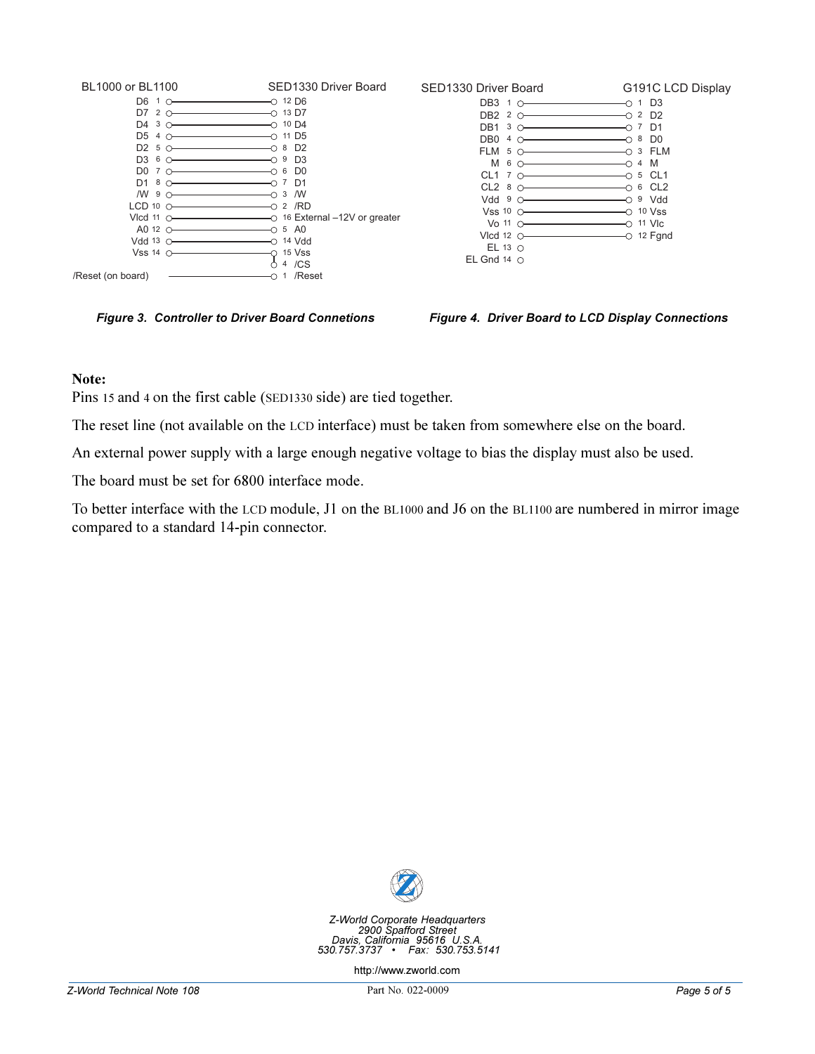| BL1000 or BL1100 | SED1330 Driver Board |
|---|---|
| D6 1 | 12 D6 |
| D7 2 | 13 D7 |
| D4 3 | 10 D4 |
| D5 4 | 11 D5 |
| D2 5 | 8 D2 |
| D3 6 | 9 D3 |
| D0 7 | 6 D0 |
| D1 8 | 7 D1 |
| /W 9 | 3 /W |
| LCD 10 | 2 /RD |
| Vlcd 11 | 16 External –12V or greater |
| A0 12 | 5 A0 |
| Vdd 13 | 14 Vdd |
| Vss 14 | 15 Vss |
| | 4 /CS |
| /Reset (on board) | 1 /Reset |

***Figure 3. Controller to Driver Board Connetions***

| SED1330 Driver Board | G191C LCD Display |
|---|---|
| DB3 1 | 1 D3 |
| DB2 2 | 2 D2 |
| DB1 3 | 7 D1 |
| DB0 4 | 8 D0 |
| FLM 5 | 3 FLM |
| M 6 | 4 M |
| CL1 7 | 5 CL1 |
| CL2 8 | 6 CL2 |
| Vdd 9 | 9 Vdd |
| Vss 10 | 10 Vss |
| Vo 11 | 11 Vlc |
| Vlcd 12 | 12 Fgnd |
| EL 13 | |
| EL Gnd 14 | |

***Figure 4. Driver Board to LCD Display Connections***

**Note:**

Pins 15 and 4 on the first cable (SED1330 side) are tied together.

The reset line (not available on the LCD interface) must be taken from somewhere else on the board.

An external power supply with a large enough negative voltage to bias the display must also be used.

The board must be set for 6800 interface mode.

To better interface with the LCD module, J1 on the BL1000 and J6 on the BL1100 are numbered in mirror image compared to a standard 14-pin connector.

*Z-World Corporate Headquarters*
*2900 Spafford Street*
*Davis, California 95616 U.S.A.*
*530.757.3737 • Fax: 530.753.5141*

http://www.zworld.com

Part No. 022-0009